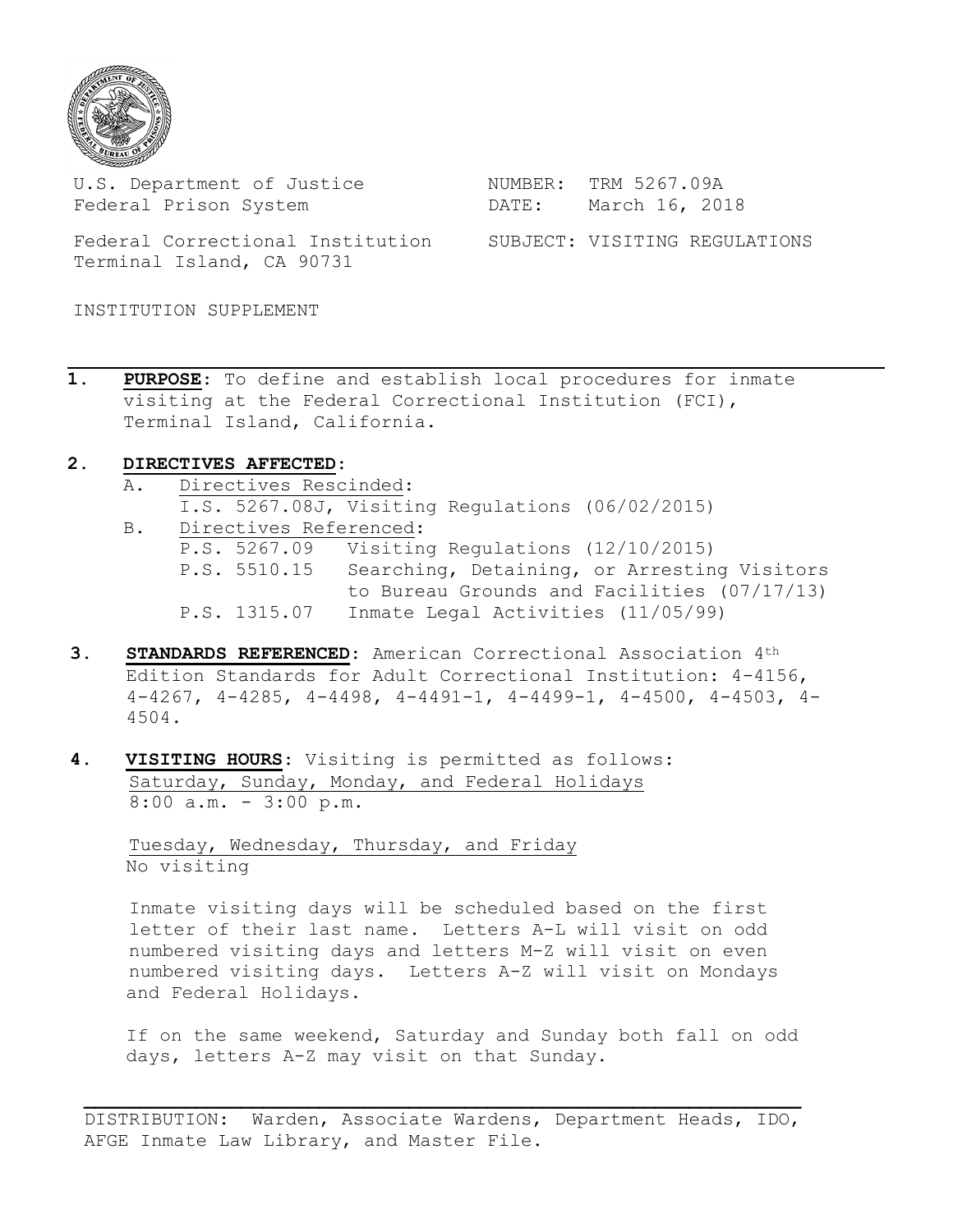U.S. Department of Justice
Federal Prison System

Federal Correctional Institution
Terminal Island, CA 90731

NUMBER: TRM 5267.09A
DATE: March 16, 2018

SUBJECT: VISITING REGULATIONS

INSTITUTION SUPPLEMENT

---

**1. PURPOSE:** To define and establish local procedures for inmate visiting at the Federal Correctional Institution (FCI), Terminal Island, California.

**2. DIRECTIVES AFFECTED:**

A. Directives Rescinded:
   I.S. 5267.08J, Visiting Regulations (06/02/2015)

B. Directives Referenced:
   P.S. 5267.09 Visiting Regulations (12/10/2015)
   P.S. 5510.15 Searching, Detaining, or Arresting Visitors to Bureau Grounds and Facilities (07/17/13)
   P.S. 1315.07 Inmate Legal Activities (11/05/99)

**3. STANDARDS REFERENCED:** American Correctional Association 4th Edition Standards for Adult Correctional Institution: 4-4156, 4-4267, 4-4285, 4-4498, 4-4491-1, 4-4499-1, 4-4500, 4-4503, 4-4504.

**4. VISITING HOURS:** Visiting is permitted as follows:

Saturday, Sunday, Monday, and Federal Holidays
8:00 a.m. - 3:00 p.m.

Tuesday, Wednesday, Thursday, and Friday
No visiting

Inmate visiting days will be scheduled based on the first letter of their last name. Letters A-L will visit on odd numbered visiting days and letters M-Z will visit on even numbered visiting days. Letters A-Z will visit on Mondays and Federal Holidays.

If on the same weekend, Saturday and Sunday both fall on odd days, letters A-Z may visit on that Sunday.

---

DISTRIBUTION: Warden, Associate Wardens, Department Heads, IDO, AFGE Inmate Law Library, and Master File.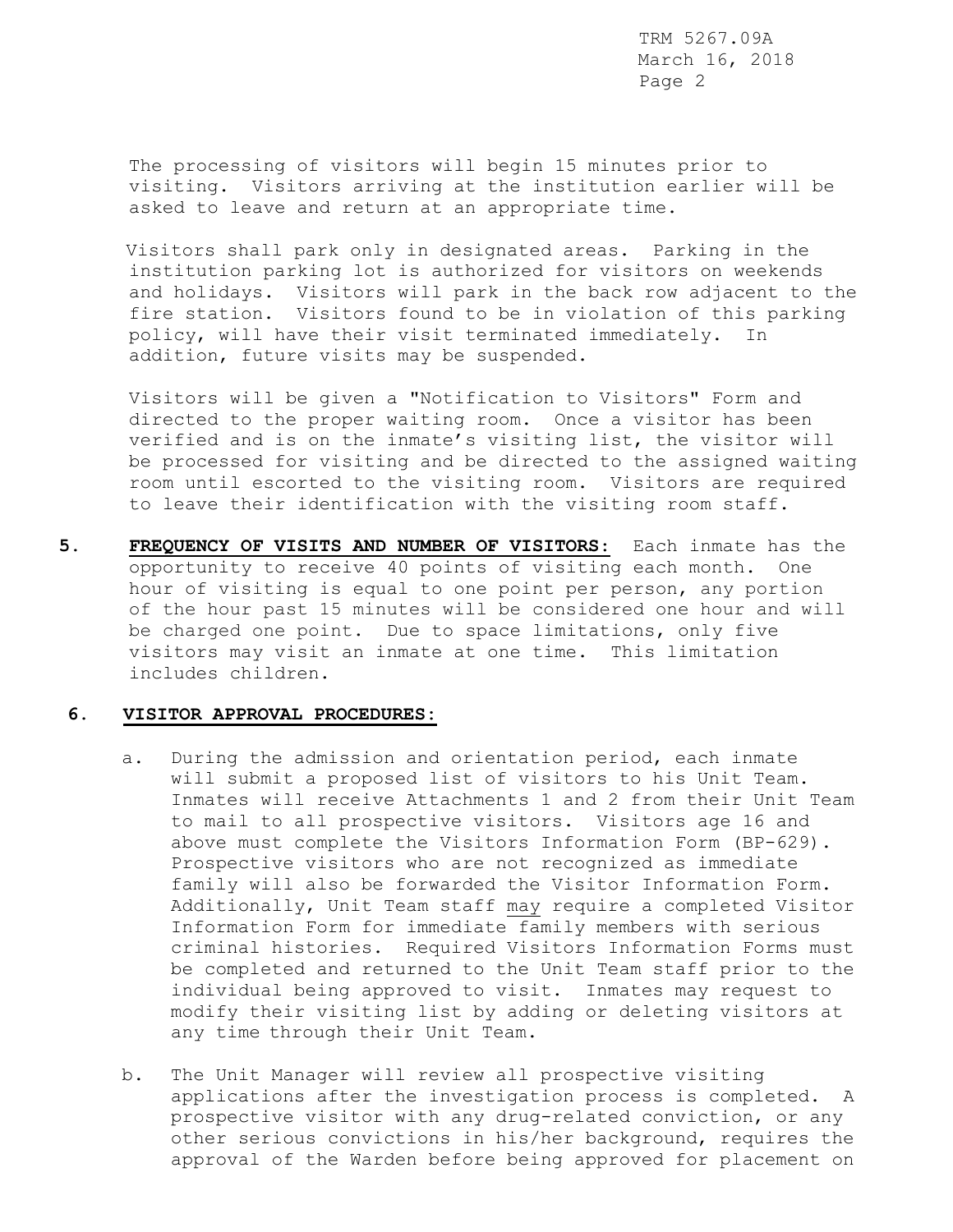The processing of visitors will begin 15 minutes prior to visiting. Visitors arriving at the institution earlier will be asked to leave and return at an appropriate time.

Visitors shall park only in designated areas. Parking in the institution parking lot is authorized for visitors on weekends and holidays. Visitors will park in the back row adjacent to the fire station. Visitors found to be in violation of this parking policy, will have their visit terminated immediately. In addition, future visits may be suspended.

Visitors will be given a "Notification to Visitors" Form and directed to the proper waiting room. Once a visitor has been verified and is on the inmate's visiting list, the visitor will be processed for visiting and be directed to the assigned waiting room until escorted to the visiting room. Visitors are required to leave their identification with the visiting room staff.

**5. FREQUENCY OF VISITS AND NUMBER OF VISITORS:** Each inmate has the opportunity to receive 40 points of visiting each month. One hour of visiting is equal to one point per person, any portion of the hour past 15 minutes will be considered one hour and will be charged one point. Due to space limitations, only five visitors may visit an inmate at one time. This limitation includes children.

**6. VISITOR APPROVAL PROCEDURES:**

a. During the admission and orientation period, each inmate will submit a proposed list of visitors to his Unit Team. Inmates will receive Attachments 1 and 2 from their Unit Team to mail to all prospective visitors. Visitors age 16 and above must complete the Visitors Information Form (BP-629). Prospective visitors who are not recognized as immediate family will also be forwarded the Visitor Information Form. Additionally, Unit Team staff <u>may</u> require a completed Visitor Information Form for immediate family members with serious criminal histories. Required Visitors Information Forms must be completed and returned to the Unit Team staff prior to the individual being approved to visit. Inmates may request to modify their visiting list by adding or deleting visitors at any time through their Unit Team.

b. The Unit Manager will review all prospective visiting applications after the investigation process is completed. A prospective visitor with any drug-related conviction, or any other serious convictions in his/her background, requires the approval of the Warden before being approved for placement on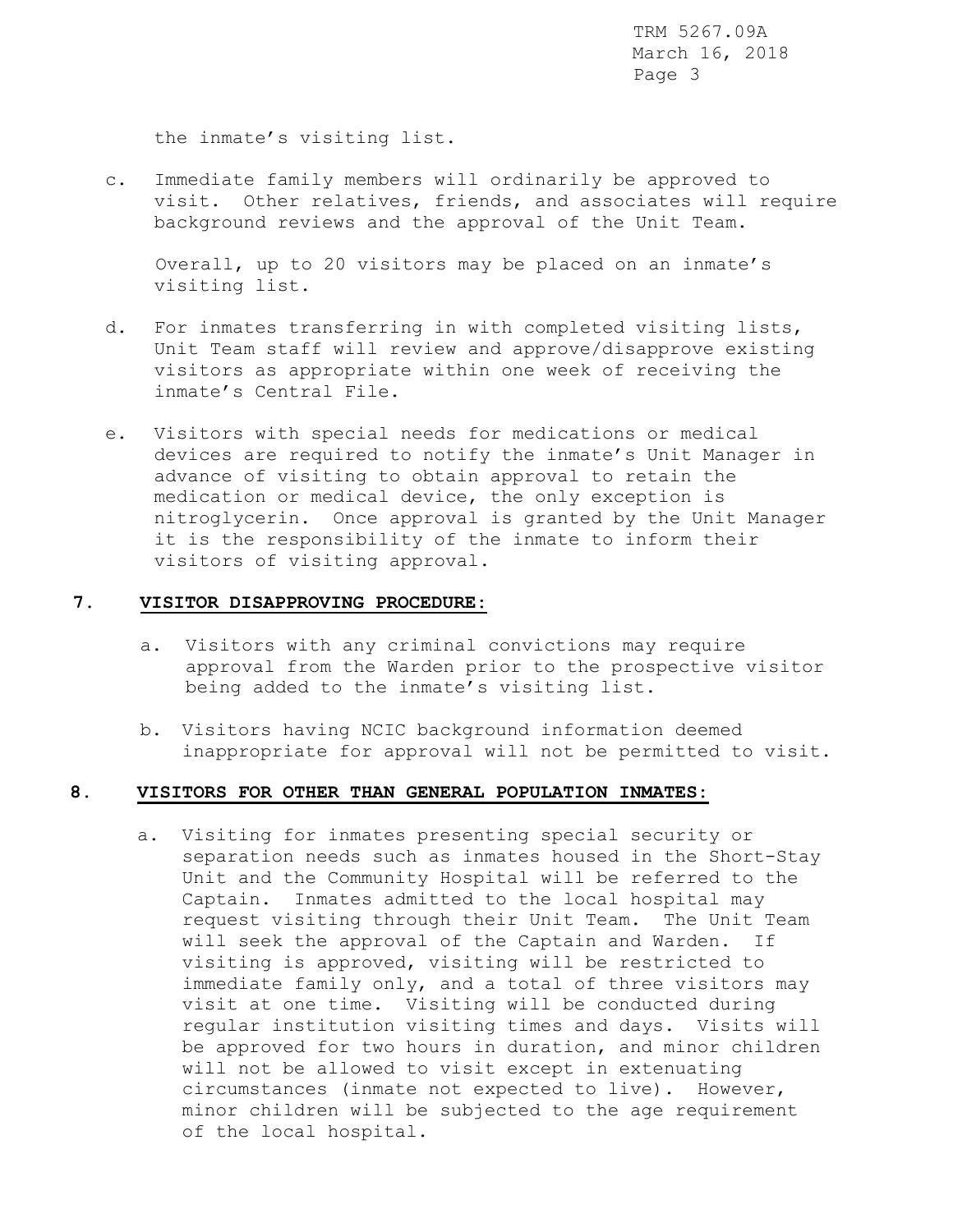the inmate's visiting list.

c. Immediate family members will ordinarily be approved to visit. Other relatives, friends, and associates will require background reviews and the approval of the Unit Team.

   Overall, up to 20 visitors may be placed on an inmate's visiting list.

d. For inmates transferring in with completed visiting lists, Unit Team staff will review and approve/disapprove existing visitors as appropriate within one week of receiving the inmate's Central File.

e. Visitors with special needs for medications or medical devices are required to notify the inmate's Unit Manager in advance of visiting to obtain approval to retain the medication or medical device, the only exception is nitroglycerin. Once approval is granted by the Unit Manager it is the responsibility of the inmate to inform their visitors of visiting approval.

## 7. VISITOR DISAPPROVING PROCEDURE:

a. Visitors with any criminal convictions may require approval from the Warden prior to the prospective visitor being added to the inmate's visiting list.

b. Visitors having NCIC background information deemed inappropriate for approval will not be permitted to visit.

## 8. VISITORS FOR OTHER THAN GENERAL POPULATION INMATES:

a. Visiting for inmates presenting special security or separation needs such as inmates housed in the Short-Stay Unit and the Community Hospital will be referred to the Captain. Inmates admitted to the local hospital may request visiting through their Unit Team. The Unit Team will seek the approval of the Captain and Warden. If visiting is approved, visiting will be restricted to immediate family only, and a total of three visitors may visit at one time. Visiting will be conducted during regular institution visiting times and days. Visits will be approved for two hours in duration, and minor children will not be allowed to visit except in extenuating circumstances (inmate not expected to live). However, minor children will be subjected to the age requirement of the local hospital.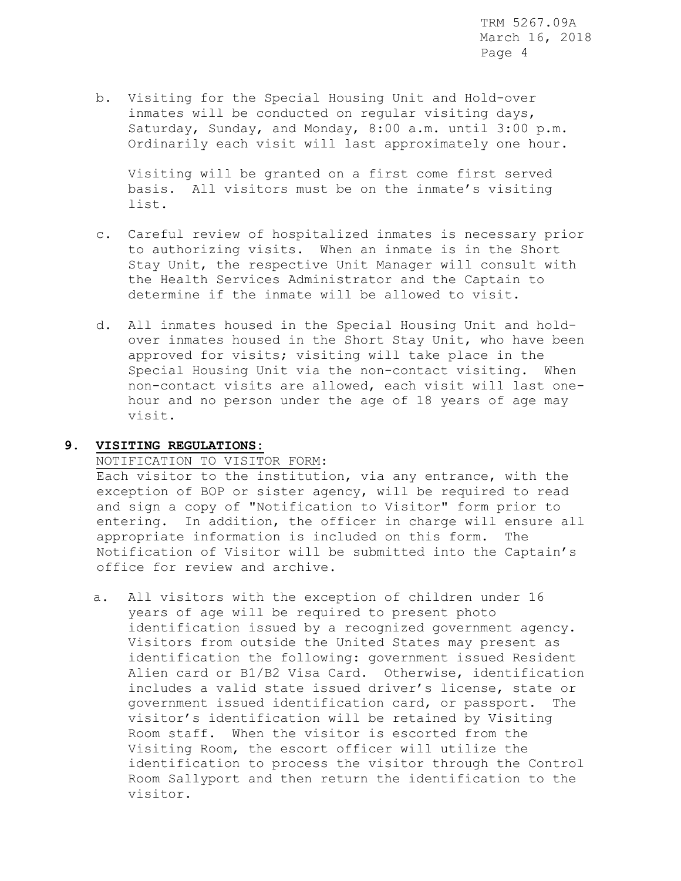b. Visiting for the Special Housing Unit and Hold-over inmates will be conducted on regular visiting days, Saturday, Sunday, and Monday, 8:00 a.m. until 3:00 p.m. Ordinarily each visit will last approximately one hour.

   Visiting will be granted on a first come first served basis. All visitors must be on the inmate's visiting list.

c. Careful review of hospitalized inmates is necessary prior to authorizing visits. When an inmate is in the Short Stay Unit, the respective Unit Manager will consult with the Health Services Administrator and the Captain to determine if the inmate will be allowed to visit.

d. All inmates housed in the Special Housing Unit and hold-over inmates housed in the Short Stay Unit, who have been approved for visits; visiting will take place in the Special Housing Unit via the non-contact visiting. When non-contact visits are allowed, each visit will last one-hour and no person under the age of 18 years of age may visit.

## 9. VISITING REGULATIONS:

NOTIFICATION TO VISITOR FORM:

Each visitor to the institution, via any entrance, with the exception of BOP or sister agency, will be required to read and sign a copy of "Notification to Visitor" form prior to entering. In addition, the officer in charge will ensure all appropriate information is included on this form. The Notification of Visitor will be submitted into the Captain's office for review and archive.

a. All visitors with the exception of children under 16 years of age will be required to present photo identification issued by a recognized government agency. Visitors from outside the United States may present as identification the following: government issued Resident Alien card or B1/B2 Visa Card. Otherwise, identification includes a valid state issued driver's license, state or government issued identification card, or passport. The visitor's identification will be retained by Visiting Room staff. When the visitor is escorted from the Visiting Room, the escort officer will utilize the identification to process the visitor through the Control Room Sallyport and then return the identification to the visitor.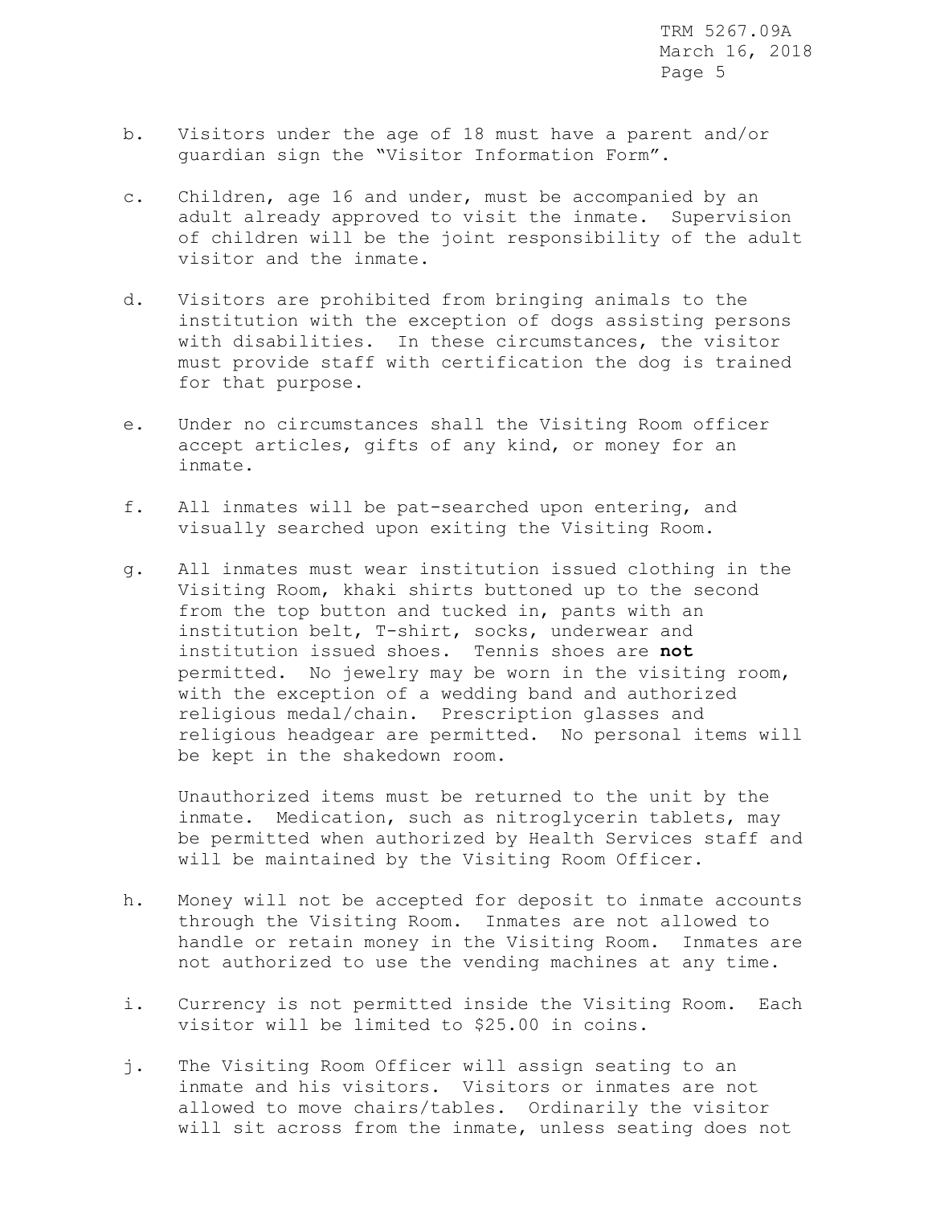b. Visitors under the age of 18 must have a parent and/or guardian sign the "Visitor Information Form".

c. Children, age 16 and under, must be accompanied by an adult already approved to visit the inmate. Supervision of children will be the joint responsibility of the adult visitor and the inmate.

d. Visitors are prohibited from bringing animals to the institution with the exception of dogs assisting persons with disabilities. In these circumstances, the visitor must provide staff with certification the dog is trained for that purpose.

e. Under no circumstances shall the Visiting Room officer accept articles, gifts of any kind, or money for an inmate.

f. All inmates will be pat-searched upon entering, and visually searched upon exiting the Visiting Room.

g. All inmates must wear institution issued clothing in the Visiting Room, khaki shirts buttoned up to the second from the top button and tucked in, pants with an institution belt, T-shirt, socks, underwear and institution issued shoes. Tennis shoes are **not** permitted. No jewelry may be worn in the visiting room, with the exception of a wedding band and authorized religious medal/chain. Prescription glasses and religious headgear are permitted. No personal items will be kept in the shakedown room.

   Unauthorized items must be returned to the unit by the inmate. Medication, such as nitroglycerin tablets, may be permitted when authorized by Health Services staff and will be maintained by the Visiting Room Officer.

h. Money will not be accepted for deposit to inmate accounts through the Visiting Room. Inmates are not allowed to handle or retain money in the Visiting Room. Inmates are not authorized to use the vending machines at any time.

i. Currency is not permitted inside the Visiting Room. Each visitor will be limited to $25.00 in coins.

j. The Visiting Room Officer will assign seating to an inmate and his visitors. Visitors or inmates are not allowed to move chairs/tables. Ordinarily the visitor will sit across from the inmate, unless seating does not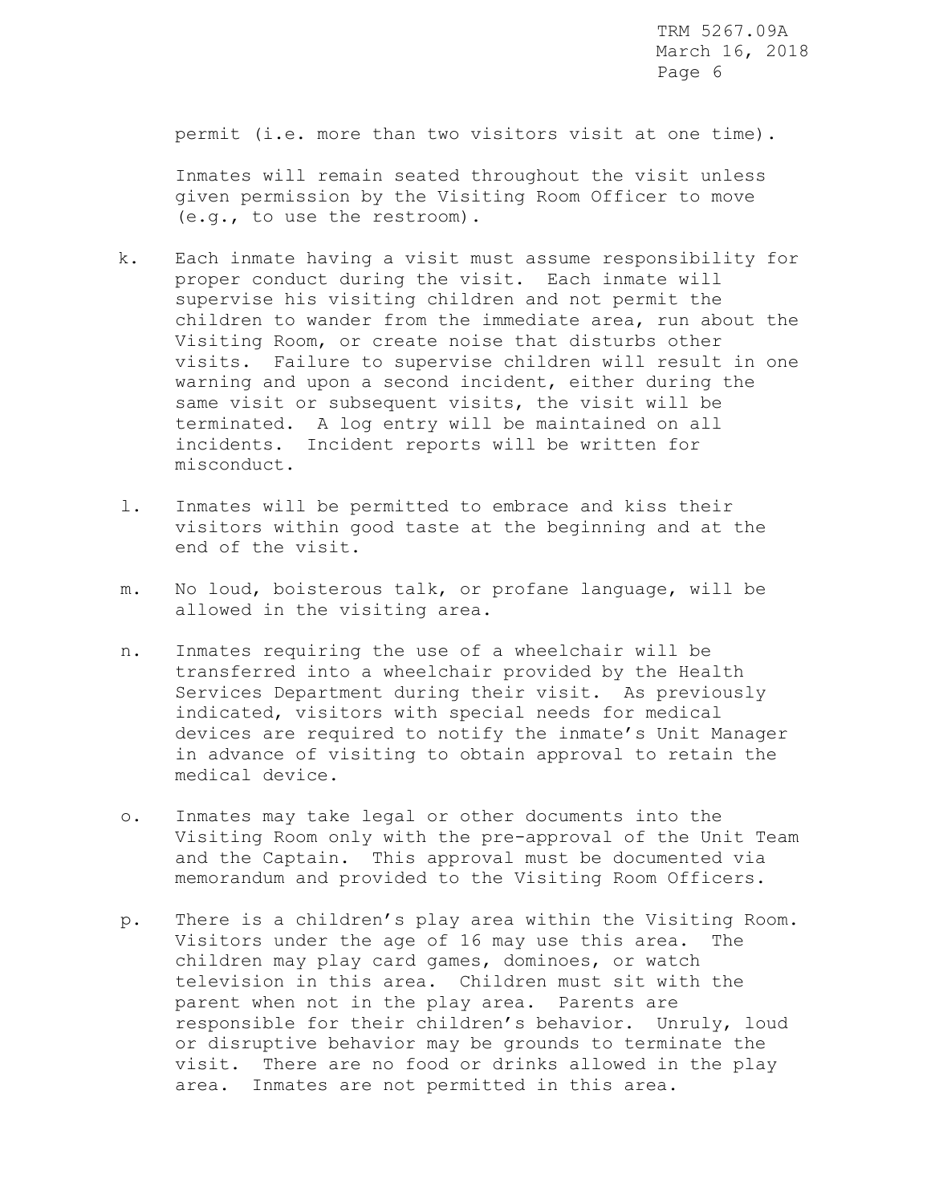permit (i.e. more than two visitors visit at one time).

Inmates will remain seated throughout the visit unless given permission by the Visiting Room Officer to move (e.g., to use the restroom).

k. Each inmate having a visit must assume responsibility for proper conduct during the visit. Each inmate will supervise his visiting children and not permit the children to wander from the immediate area, run about the Visiting Room, or create noise that disturbs other visits. Failure to supervise children will result in one warning and upon a second incident, either during the same visit or subsequent visits, the visit will be terminated. A log entry will be maintained on all incidents. Incident reports will be written for misconduct.

l. Inmates will be permitted to embrace and kiss their visitors within good taste at the beginning and at the end of the visit.

m. No loud, boisterous talk, or profane language, will be allowed in the visiting area.

n. Inmates requiring the use of a wheelchair will be transferred into a wheelchair provided by the Health Services Department during their visit. As previously indicated, visitors with special needs for medical devices are required to notify the inmate's Unit Manager in advance of visiting to obtain approval to retain the medical device.

o. Inmates may take legal or other documents into the Visiting Room only with the pre-approval of the Unit Team and the Captain. This approval must be documented via memorandum and provided to the Visiting Room Officers.

p. There is a children's play area within the Visiting Room. Visitors under the age of 16 may use this area. The children may play card games, dominoes, or watch television in this area. Children must sit with the parent when not in the play area. Parents are responsible for their children's behavior. Unruly, loud or disruptive behavior may be grounds to terminate the visit. There are no food or drinks allowed in the play area. Inmates are not permitted in this area.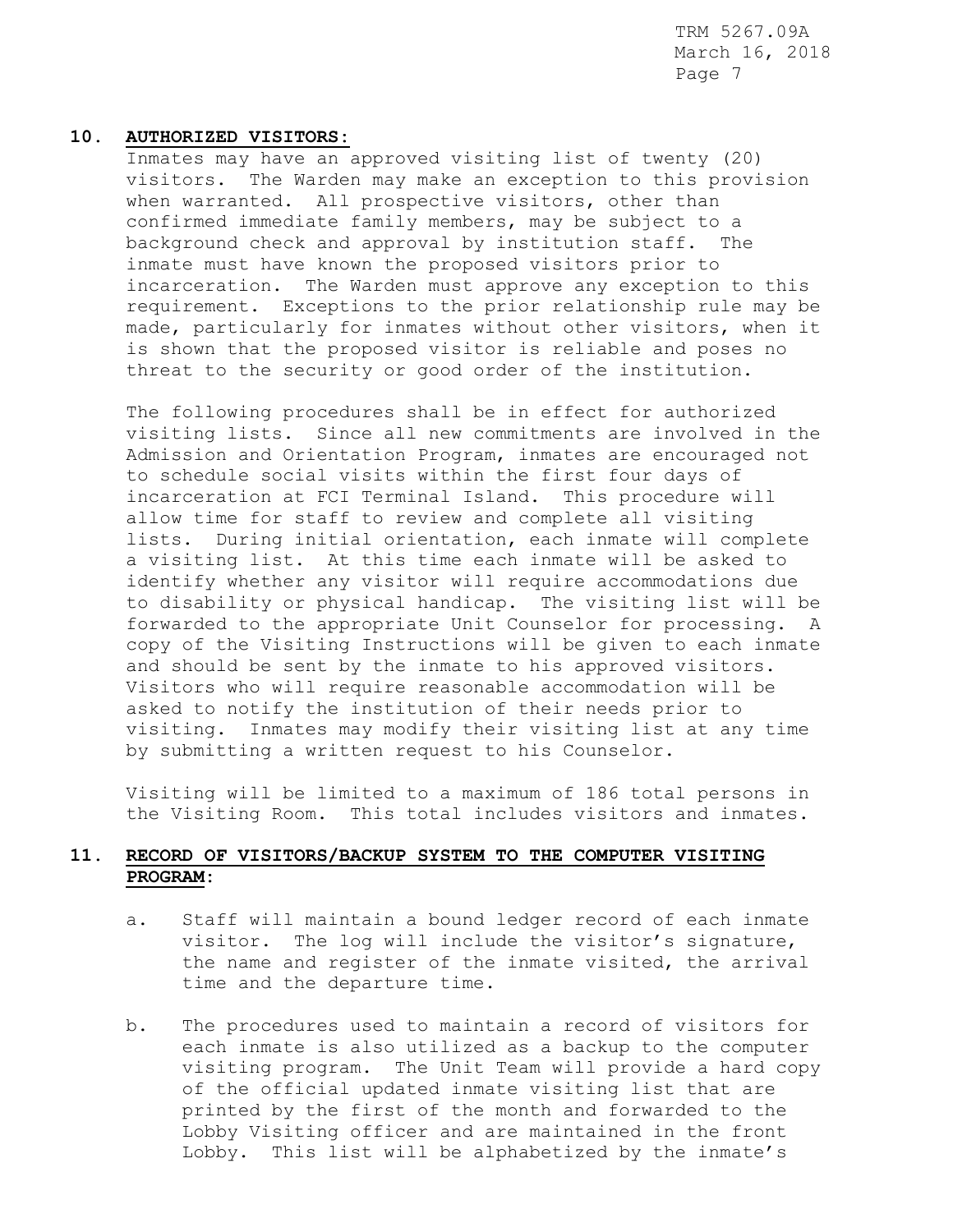## 10. AUTHORIZED VISITORS:

Inmates may have an approved visiting list of twenty (20) visitors. The Warden may make an exception to this provision when warranted. All prospective visitors, other than confirmed immediate family members, may be subject to a background check and approval by institution staff. The inmate must have known the proposed visitors prior to incarceration. The Warden must approve any exception to this requirement. Exceptions to the prior relationship rule may be made, particularly for inmates without other visitors, when it is shown that the proposed visitor is reliable and poses no threat to the security or good order of the institution.

The following procedures shall be in effect for authorized visiting lists. Since all new commitments are involved in the Admission and Orientation Program, inmates are encouraged not to schedule social visits within the first four days of incarceration at FCI Terminal Island. This procedure will allow time for staff to review and complete all visiting lists. During initial orientation, each inmate will complete a visiting list. At this time each inmate will be asked to identify whether any visitor will require accommodations due to disability or physical handicap. The visiting list will be forwarded to the appropriate Unit Counselor for processing. A copy of the Visiting Instructions will be given to each inmate and should be sent by the inmate to his approved visitors. Visitors who will require reasonable accommodation will be asked to notify the institution of their needs prior to visiting. Inmates may modify their visiting list at any time by submitting a written request to his Counselor.

Visiting will be limited to a maximum of 186 total persons in the Visiting Room. This total includes visitors and inmates.

## 11. RECORD OF VISITORS/BACKUP SYSTEM TO THE COMPUTER VISITING PROGRAM:

a. Staff will maintain a bound ledger record of each inmate visitor. The log will include the visitor's signature, the name and register of the inmate visited, the arrival time and the departure time.

b. The procedures used to maintain a record of visitors for each inmate is also utilized as a backup to the computer visiting program. The Unit Team will provide a hard copy of the official updated inmate visiting list that are printed by the first of the month and forwarded to the Lobby Visiting officer and are maintained in the front Lobby. This list will be alphabetized by the inmate's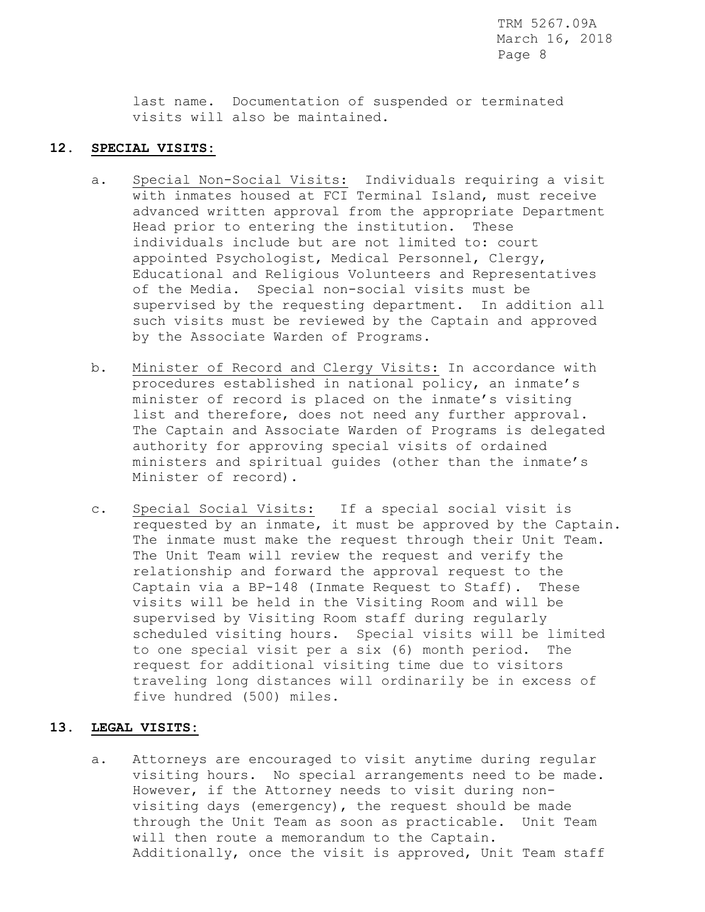last name. Documentation of suspended or terminated visits will also be maintained.

## 12. **SPECIAL VISITS:**

a. Special Non-Social Visits: Individuals requiring a visit with inmates housed at FCI Terminal Island, must receive advanced written approval from the appropriate Department Head prior to entering the institution. These individuals include but are not limited to: court appointed Psychologist, Medical Personnel, Clergy, Educational and Religious Volunteers and Representatives of the Media. Special non-social visits must be supervised by the requesting department. In addition all such visits must be reviewed by the Captain and approved by the Associate Warden of Programs.

b. Minister of Record and Clergy Visits: In accordance with procedures established in national policy, an inmate's minister of record is placed on the inmate's visiting list and therefore, does not need any further approval. The Captain and Associate Warden of Programs is delegated authority for approving special visits of ordained ministers and spiritual guides (other than the inmate's Minister of record).

c. Special Social Visits: If a special social visit is requested by an inmate, it must be approved by the Captain. The inmate must make the request through their Unit Team. The Unit Team will review the request and verify the relationship and forward the approval request to the Captain via a BP-148 (Inmate Request to Staff). These visits will be held in the Visiting Room and will be supervised by Visiting Room staff during regularly scheduled visiting hours. Special visits will be limited to one special visit per a six (6) month period. The request for additional visiting time due to visitors traveling long distances will ordinarily be in excess of five hundred (500) miles.

## 13. **LEGAL VISITS:**

a. Attorneys are encouraged to visit anytime during regular visiting hours. No special arrangements need to be made. However, if the Attorney needs to visit during non-visiting days (emergency), the request should be made through the Unit Team as soon as practicable. Unit Team will then route a memorandum to the Captain. Additionally, once the visit is approved, Unit Team staff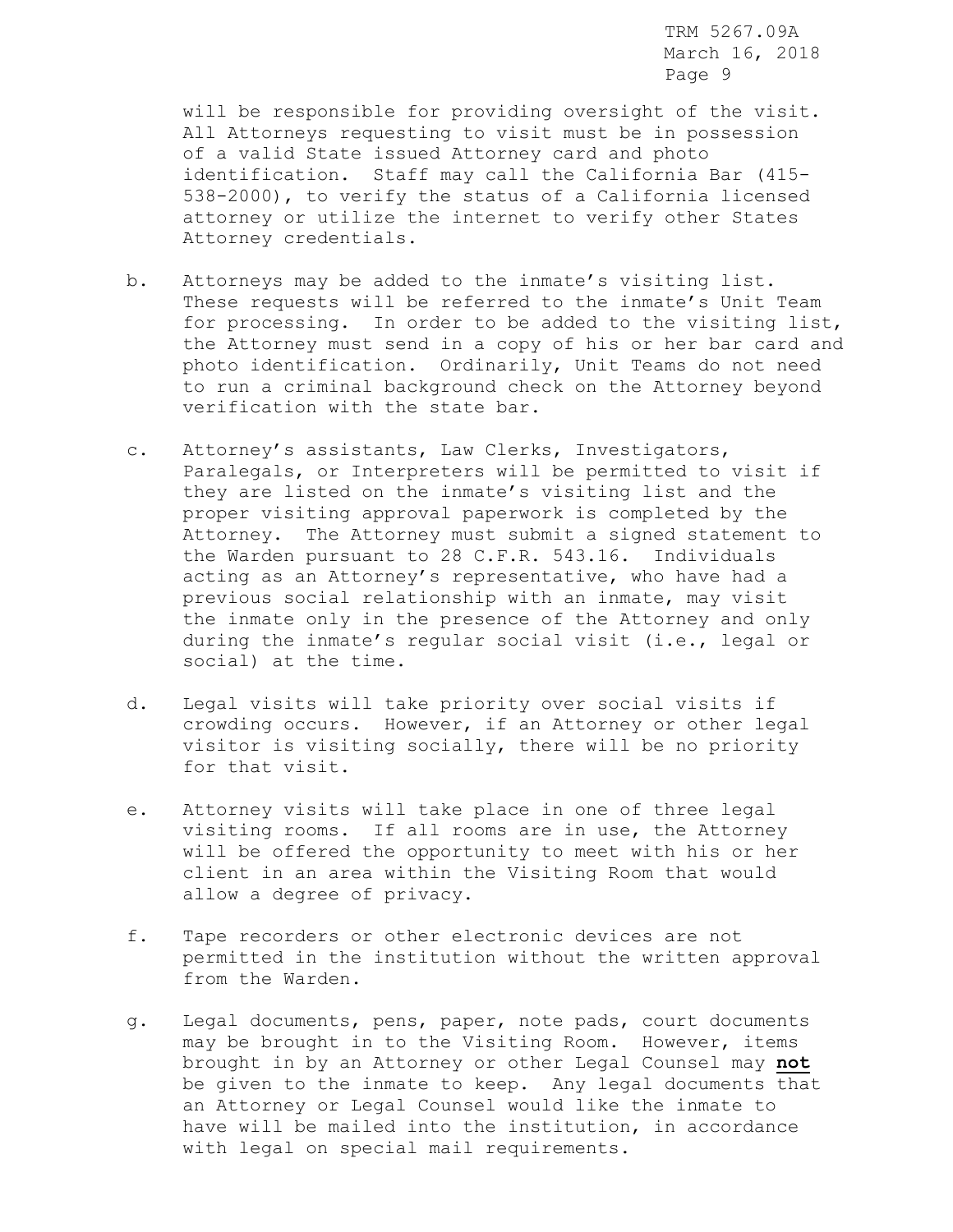will be responsible for providing oversight of the visit. All Attorneys requesting to visit must be in possession of a valid State issued Attorney card and photo identification. Staff may call the California Bar (415-538-2000), to verify the status of a California licensed attorney or utilize the internet to verify other States Attorney credentials.

b. Attorneys may be added to the inmate's visiting list. These requests will be referred to the inmate's Unit Team for processing. In order to be added to the visiting list, the Attorney must send in a copy of his or her bar card and photo identification. Ordinarily, Unit Teams do not need to run a criminal background check on the Attorney beyond verification with the state bar.

c. Attorney's assistants, Law Clerks, Investigators, Paralegals, or Interpreters will be permitted to visit if they are listed on the inmate's visiting list and the proper visiting approval paperwork is completed by the Attorney. The Attorney must submit a signed statement to the Warden pursuant to 28 C.F.R. 543.16. Individuals acting as an Attorney's representative, who have had a previous social relationship with an inmate, may visit the inmate only in the presence of the Attorney and only during the inmate's regular social visit (i.e., legal or social) at the time.

d. Legal visits will take priority over social visits if crowding occurs. However, if an Attorney or other legal visitor is visiting socially, there will be no priority for that visit.

e. Attorney visits will take place in one of three legal visiting rooms. If all rooms are in use, the Attorney will be offered the opportunity to meet with his or her client in an area within the Visiting Room that would allow a degree of privacy.

f. Tape recorders or other electronic devices are not permitted in the institution without the written approval from the Warden.

g. Legal documents, pens, paper, note pads, court documents may be brought in to the Visiting Room. However, items brought in by an Attorney or other Legal Counsel may **not** be given to the inmate to keep. Any legal documents that an Attorney or Legal Counsel would like the inmate to have will be mailed into the institution, in accordance with legal on special mail requirements.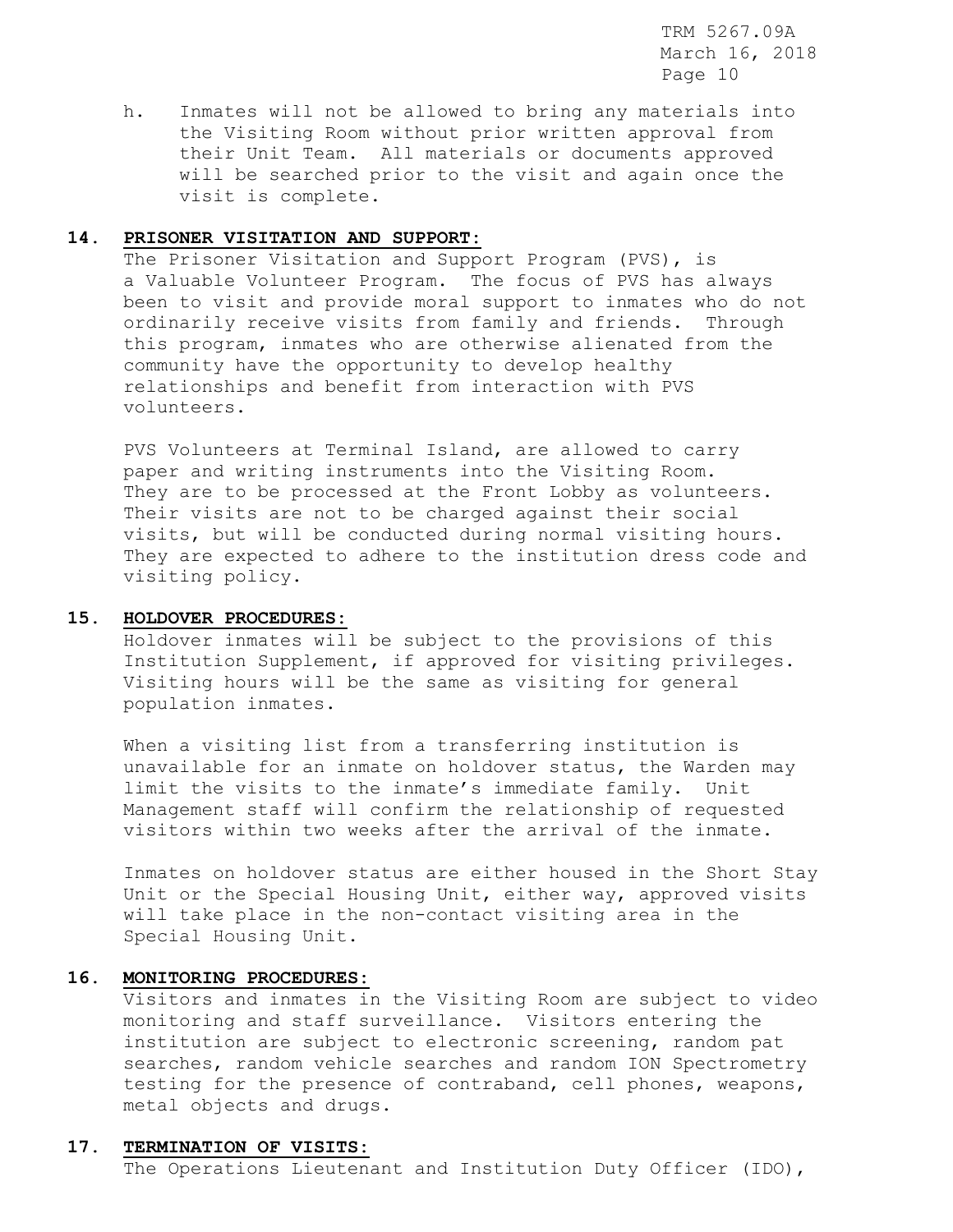h. Inmates will not be allowed to bring any materials into the Visiting Room without prior written approval from their Unit Team. All materials or documents approved will be searched prior to the visit and again once the visit is complete.

**14. PRISONER VISITATION AND SUPPORT:**

The Prisoner Visitation and Support Program (PVS), is a Valuable Volunteer Program. The focus of PVS has always been to visit and provide moral support to inmates who do not ordinarily receive visits from family and friends. Through this program, inmates who are otherwise alienated from the community have the opportunity to develop healthy relationships and benefit from interaction with PVS volunteers.

PVS Volunteers at Terminal Island, are allowed to carry paper and writing instruments into the Visiting Room. They are to be processed at the Front Lobby as volunteers. Their visits are not to be charged against their social visits, but will be conducted during normal visiting hours. They are expected to adhere to the institution dress code and visiting policy.

**15. HOLDOVER PROCEDURES:**

Holdover inmates will be subject to the provisions of this Institution Supplement, if approved for visiting privileges. Visiting hours will be the same as visiting for general population inmates.

When a visiting list from a transferring institution is unavailable for an inmate on holdover status, the Warden may limit the visits to the inmate's immediate family. Unit Management staff will confirm the relationship of requested visitors within two weeks after the arrival of the inmate.

Inmates on holdover status are either housed in the Short Stay Unit or the Special Housing Unit, either way, approved visits will take place in the non-contact visiting area in the Special Housing Unit.

**16. MONITORING PROCEDURES:**

Visitors and inmates in the Visiting Room are subject to video monitoring and staff surveillance. Visitors entering the institution are subject to electronic screening, random pat searches, random vehicle searches and random ION Spectrometry testing for the presence of contraband, cell phones, weapons, metal objects and drugs.

**17. TERMINATION OF VISITS:**

The Operations Lieutenant and Institution Duty Officer (IDO),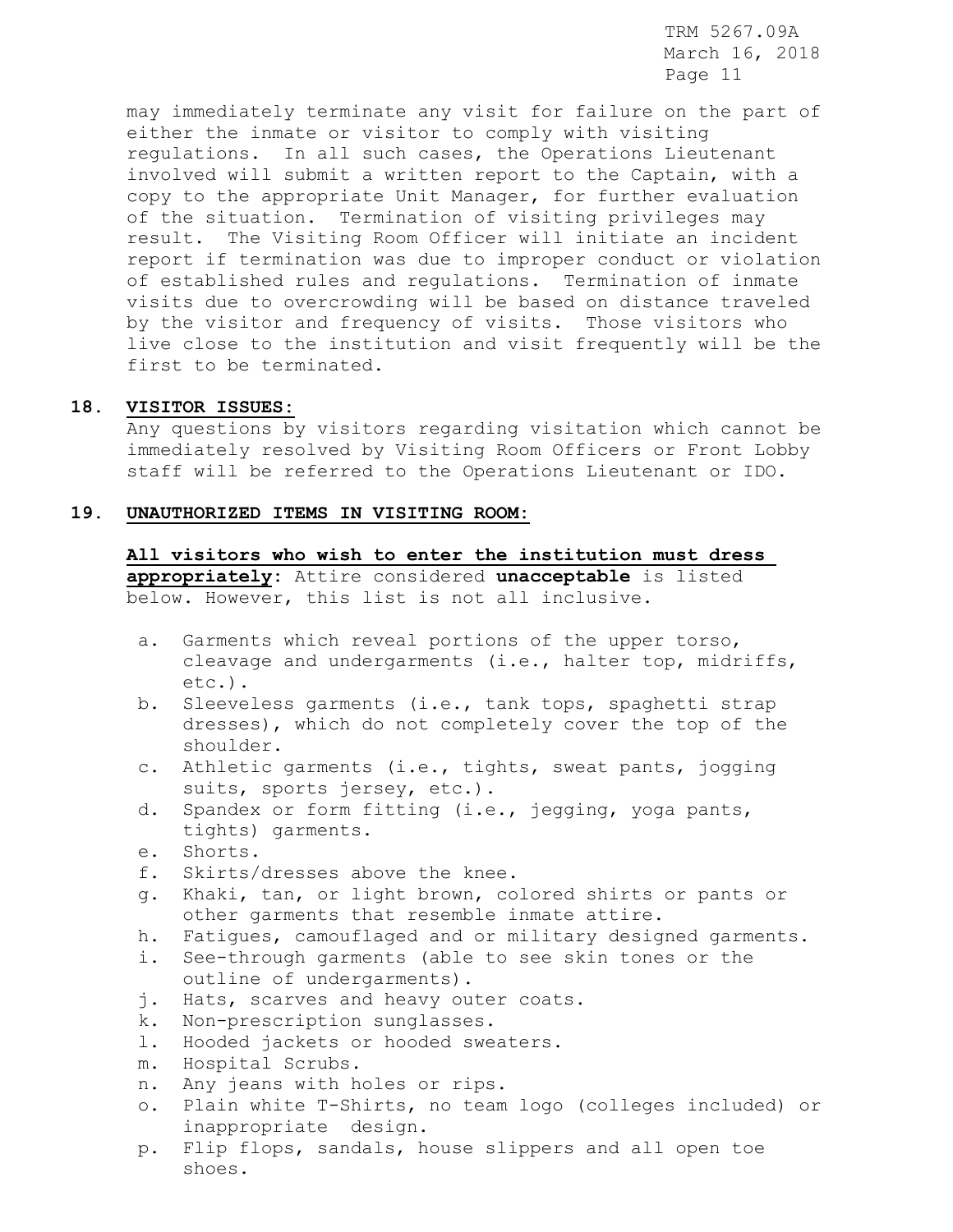may immediately terminate any visit for failure on the part of either the inmate or visitor to comply with visiting regulations. In all such cases, the Operations Lieutenant involved will submit a written report to the Captain, with a copy to the appropriate Unit Manager, for further evaluation of the situation. Termination of visiting privileges may result. The Visiting Room Officer will initiate an incident report if termination was due to improper conduct or violation of established rules and regulations. Termination of inmate visits due to overcrowding will be based on distance traveled by the visitor and frequency of visits. Those visitors who live close to the institution and visit frequently will be the first to be terminated.

**18. VISITOR ISSUES:**

Any questions by visitors regarding visitation which cannot be immediately resolved by Visiting Room Officers or Front Lobby staff will be referred to the Operations Lieutenant or IDO.

**19. UNAUTHORIZED ITEMS IN VISITING ROOM:**

**All visitors who wish to enter the institution must dress appropriately**: Attire considered **unacceptable** is listed below. However, this list is not all inclusive.

a. Garments which reveal portions of the upper torso, cleavage and undergarments (i.e., halter top, midriffs, etc.).
b. Sleeveless garments (i.e., tank tops, spaghetti strap dresses), which do not completely cover the top of the shoulder.
c. Athletic garments (i.e., tights, sweat pants, jogging suits, sports jersey, etc.).
d. Spandex or form fitting (i.e., jegging, yoga pants, tights) garments.
e. Shorts.
f. Skirts/dresses above the knee.
g. Khaki, tan, or light brown, colored shirts or pants or other garments that resemble inmate attire.
h. Fatigues, camouflaged and or military designed garments.
i. See-through garments (able to see skin tones or the outline of undergarments).
j. Hats, scarves and heavy outer coats.
k. Non-prescription sunglasses.
l. Hooded jackets or hooded sweaters.
m. Hospital Scrubs.
n. Any jeans with holes or rips.
o. Plain white T-Shirts, no team logo (colleges included) or inappropriate design.
p. Flip flops, sandals, house slippers and all open toe shoes.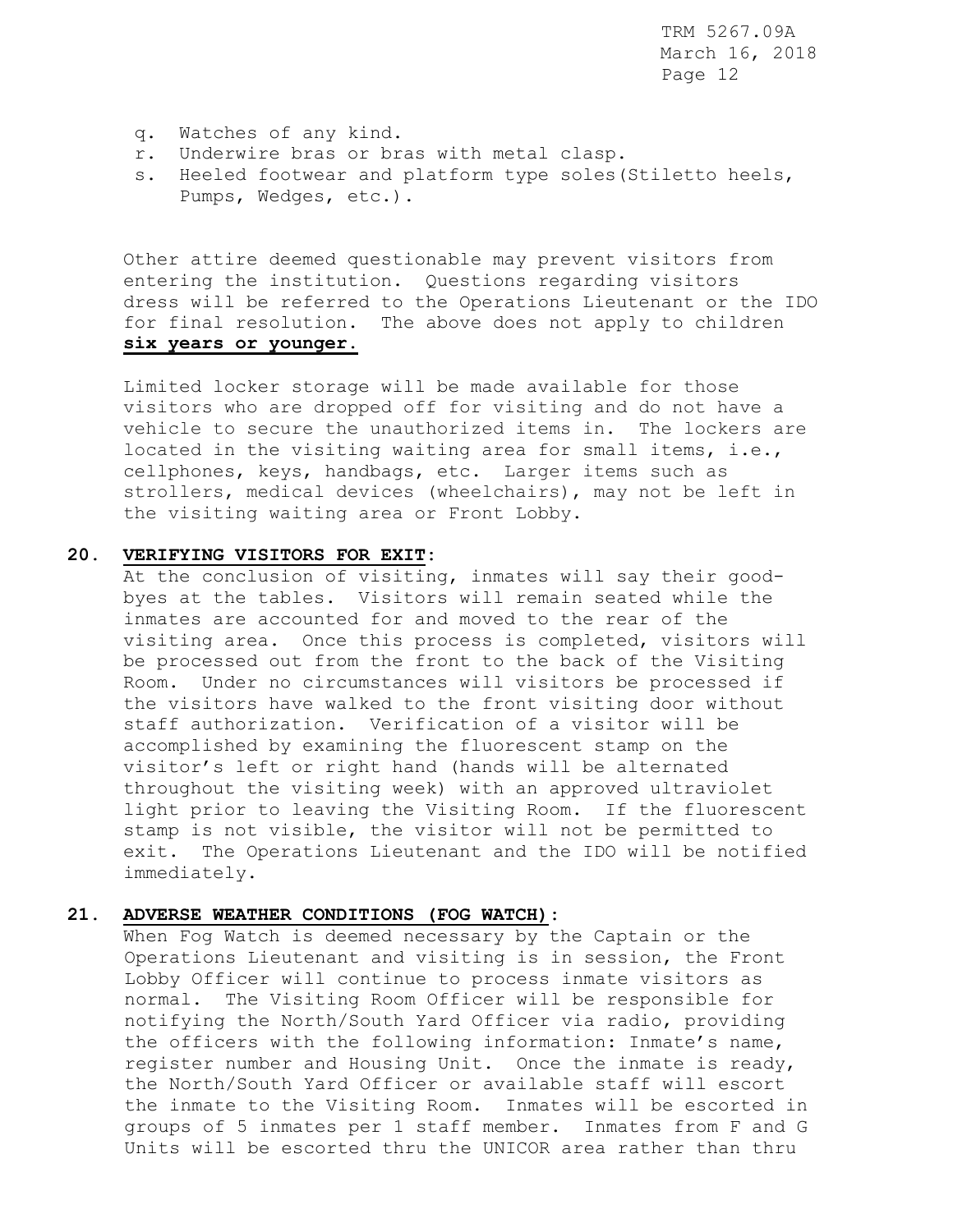q. Watches of any kind.
r. Underwire bras or bras with metal clasp.
s. Heeled footwear and platform type soles(Stiletto heels, Pumps, Wedges, etc.).

Other attire deemed questionable may prevent visitors from entering the institution. Questions regarding visitors dress will be referred to the Operations Lieutenant or the IDO for final resolution. The above does not apply to children **six years or younger**.

Limited locker storage will be made available for those visitors who are dropped off for visiting and do not have a vehicle to secure the unauthorized items in. The lockers are located in the visiting waiting area for small items, i.e., cellphones, keys, handbags, etc. Larger items such as strollers, medical devices (wheelchairs), may not be left in the visiting waiting area or Front Lobby.

**20. VERIFYING VISITORS FOR EXIT:**
At the conclusion of visiting, inmates will say their good-byes at the tables. Visitors will remain seated while the inmates are accounted for and moved to the rear of the visiting area. Once this process is completed, visitors will be processed out from the front to the back of the Visiting Room. Under no circumstances will visitors be processed if the visitors have walked to the front visiting door without staff authorization. Verification of a visitor will be accomplished by examining the fluorescent stamp on the visitor's left or right hand (hands will be alternated throughout the visiting week) with an approved ultraviolet light prior to leaving the Visiting Room. If the fluorescent stamp is not visible, the visitor will not be permitted to exit. The Operations Lieutenant and the IDO will be notified immediately.

**21. ADVERSE WEATHER CONDITIONS (FOG WATCH):**
When Fog Watch is deemed necessary by the Captain or the Operations Lieutenant and visiting is in session, the Front Lobby Officer will continue to process inmate visitors as normal. The Visiting Room Officer will be responsible for notifying the North/South Yard Officer via radio, providing the officers with the following information: Inmate's name, register number and Housing Unit. Once the inmate is ready, the North/South Yard Officer or available staff will escort the inmate to the Visiting Room. Inmates will be escorted in groups of 5 inmates per 1 staff member. Inmates from F and G Units will be escorted thru the UNICOR area rather than thru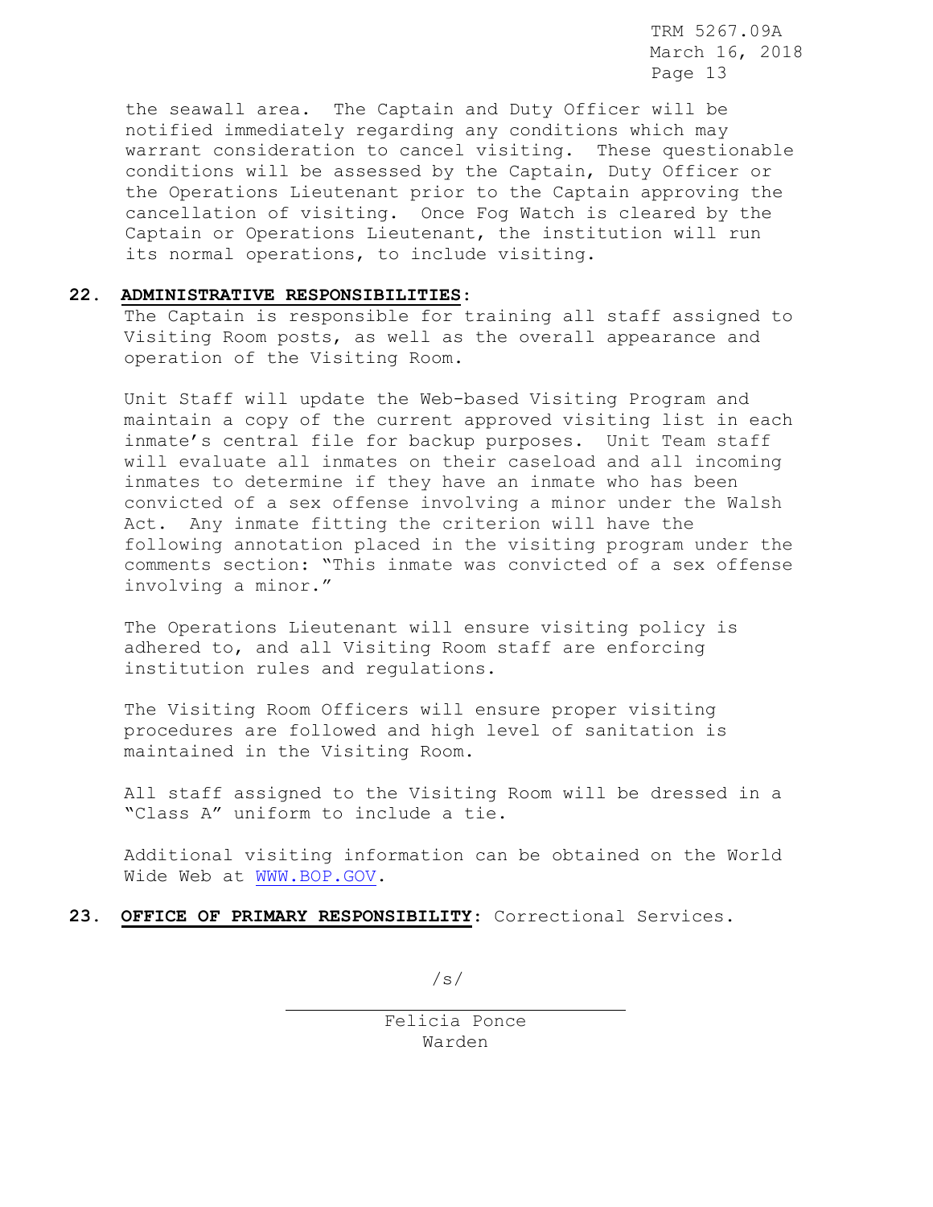the seawall area. The Captain and Duty Officer will be notified immediately regarding any conditions which may warrant consideration to cancel visiting. These questionable conditions will be assessed by the Captain, Duty Officer or the Operations Lieutenant prior to the Captain approving the cancellation of visiting. Once Fog Watch is cleared by the Captain or Operations Lieutenant, the institution will run its normal operations, to include visiting.

**22. ADMINISTRATIVE RESPONSIBILITIES:**
The Captain is responsible for training all staff assigned to Visiting Room posts, as well as the overall appearance and operation of the Visiting Room.

Unit Staff will update the Web-based Visiting Program and maintain a copy of the current approved visiting list in each inmate's central file for backup purposes. Unit Team staff will evaluate all inmates on their caseload and all incoming inmates to determine if they have an inmate who has been convicted of a sex offense involving a minor under the Walsh Act. Any inmate fitting the criterion will have the following annotation placed in the visiting program under the comments section: "This inmate was convicted of a sex offense involving a minor."

The Operations Lieutenant will ensure visiting policy is adhered to, and all Visiting Room staff are enforcing institution rules and regulations.

The Visiting Room Officers will ensure proper visiting procedures are followed and high level of sanitation is maintained in the Visiting Room.

All staff assigned to the Visiting Room will be dressed in a "Class A" uniform to include a tie.

Additional visiting information can be obtained on the World Wide Web at WWW.BOP.GOV.

**23. OFFICE OF PRIMARY RESPONSIBILITY:** Correctional Services.

/s/

Felicia Ponce
Warden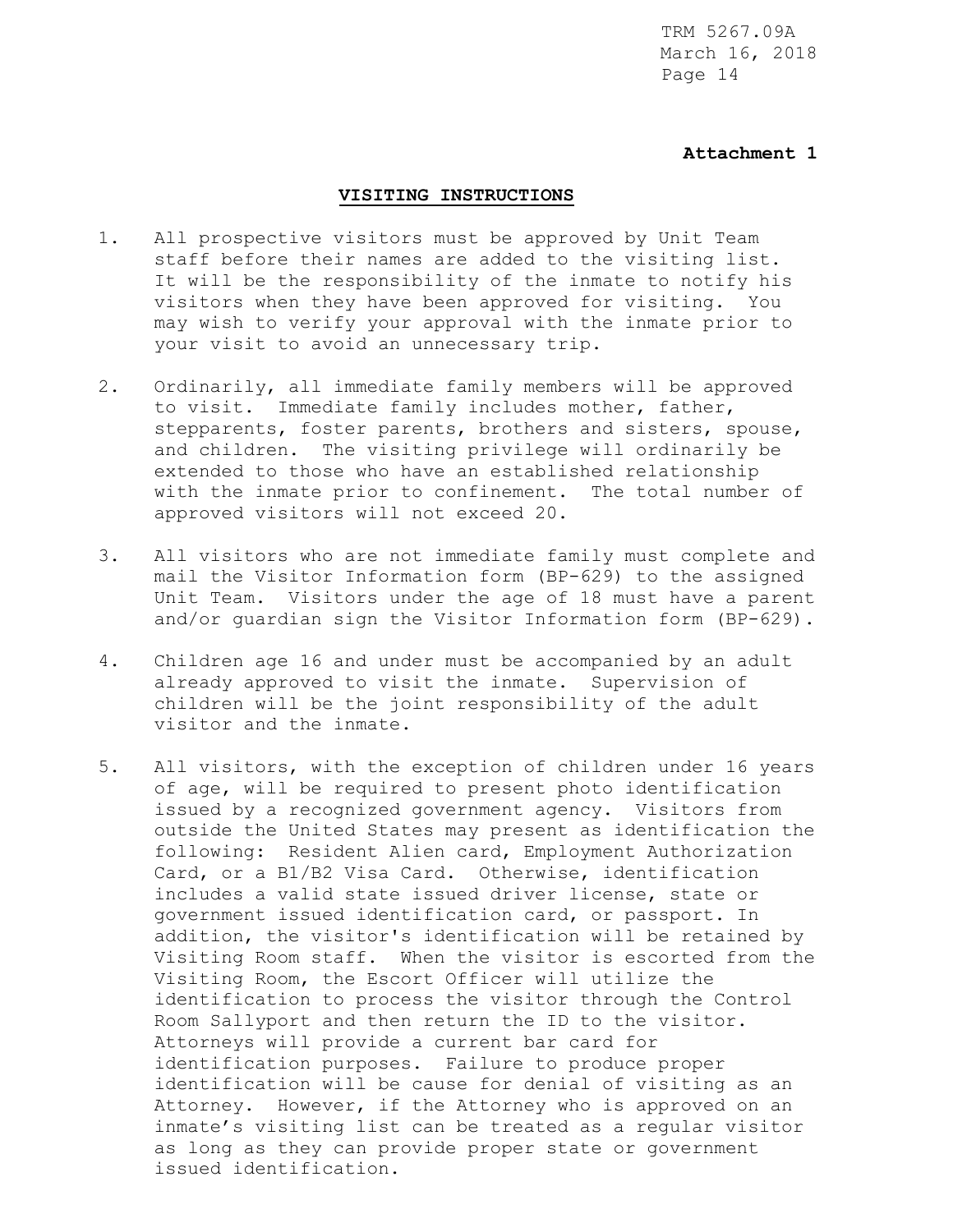**Attachment 1**

## VISITING INSTRUCTIONS

1. All prospective visitors must be approved by Unit Team staff before their names are added to the visiting list. It will be the responsibility of the inmate to notify his visitors when they have been approved for visiting. You may wish to verify your approval with the inmate prior to your visit to avoid an unnecessary trip.

2. Ordinarily, all immediate family members will be approved to visit. Immediate family includes mother, father, stepparents, foster parents, brothers and sisters, spouse, and children. The visiting privilege will ordinarily be extended to those who have an established relationship with the inmate prior to confinement. The total number of approved visitors will not exceed 20.

3. All visitors who are not immediate family must complete and mail the Visitor Information form (BP-629) to the assigned Unit Team. Visitors under the age of 18 must have a parent and/or guardian sign the Visitor Information form (BP-629).

4. Children age 16 and under must be accompanied by an adult already approved to visit the inmate. Supervision of children will be the joint responsibility of the adult visitor and the inmate.

5. All visitors, with the exception of children under 16 years of age, will be required to present photo identification issued by a recognized government agency. Visitors from outside the United States may present as identification the following: Resident Alien card, Employment Authorization Card, or a B1/B2 Visa Card. Otherwise, identification includes a valid state issued driver license, state or government issued identification card, or passport. In addition, the visitor's identification will be retained by Visiting Room staff. When the visitor is escorted from the Visiting Room, the Escort Officer will utilize the identification to process the visitor through the Control Room Sallyport and then return the ID to the visitor. Attorneys will provide a current bar card for identification purposes. Failure to produce proper identification will be cause for denial of visiting as an Attorney. However, if the Attorney who is approved on an inmate's visiting list can be treated as a regular visitor as long as they can provide proper state or government issued identification.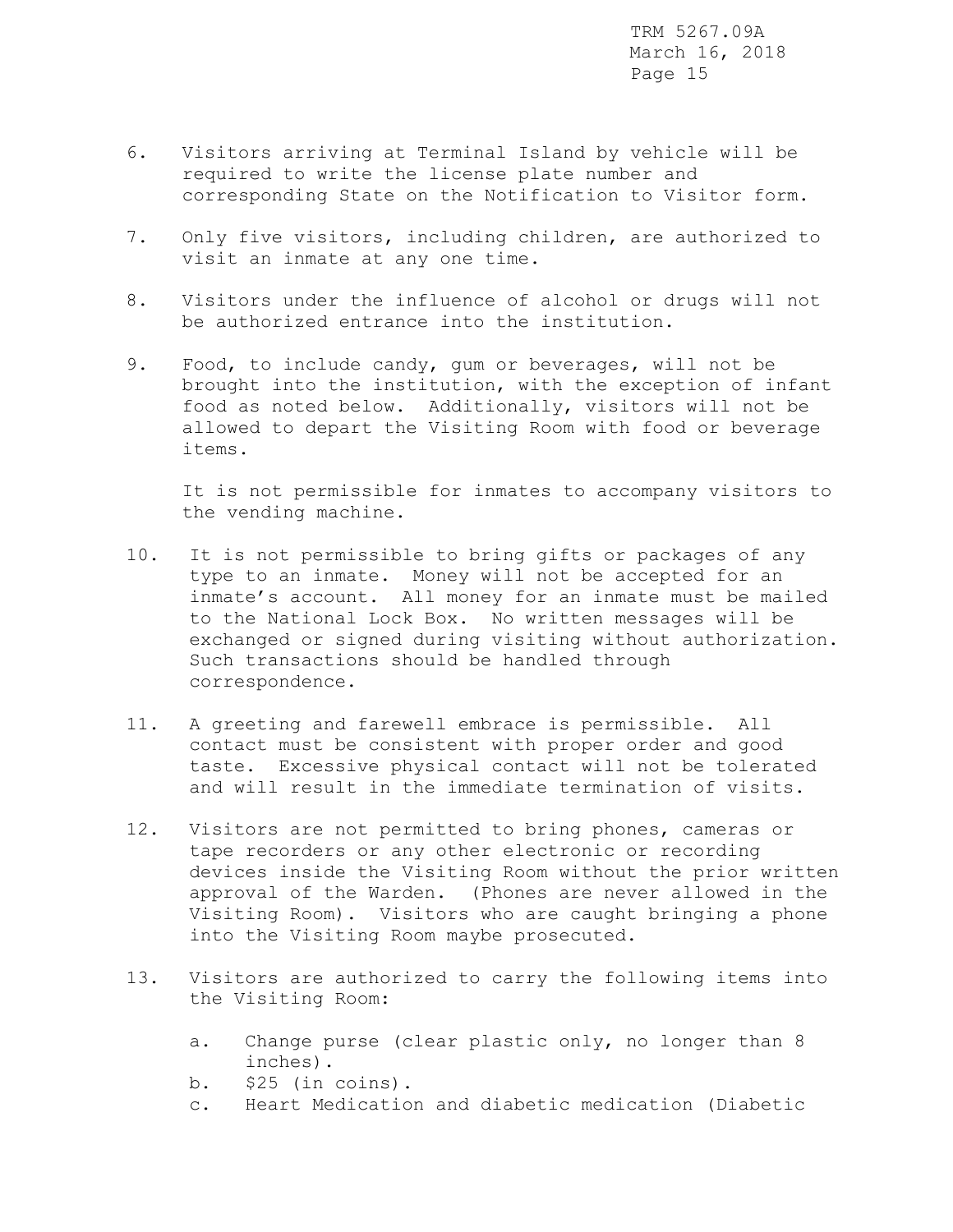6. Visitors arriving at Terminal Island by vehicle will be required to write the license plate number and corresponding State on the Notification to Visitor form.

7. Only five visitors, including children, are authorized to visit an inmate at any one time.

8. Visitors under the influence of alcohol or drugs will not be authorized entrance into the institution.

9. Food, to include candy, gum or beverages, will not be brought into the institution, with the exception of infant food as noted below. Additionally, visitors will not be allowed to depart the Visiting Room with food or beverage items.

   It is not permissible for inmates to accompany visitors to the vending machine.

10. It is not permissible to bring gifts or packages of any type to an inmate. Money will not be accepted for an inmate's account. All money for an inmate must be mailed to the National Lock Box. No written messages will be exchanged or signed during visiting without authorization. Such transactions should be handled through correspondence.

11. A greeting and farewell embrace is permissible. All contact must be consistent with proper order and good taste. Excessive physical contact will not be tolerated and will result in the immediate termination of visits.

12. Visitors are not permitted to bring phones, cameras or tape recorders or any other electronic or recording devices inside the Visiting Room without the prior written approval of the Warden. (Phones are never allowed in the Visiting Room). Visitors who are caught bringing a phone into the Visiting Room maybe prosecuted.

13. Visitors are authorized to carry the following items into the Visiting Room:

    a. Change purse (clear plastic only, no longer than 8 inches).
    b. $25 (in coins).
    c. Heart Medication and diabetic medication (Diabetic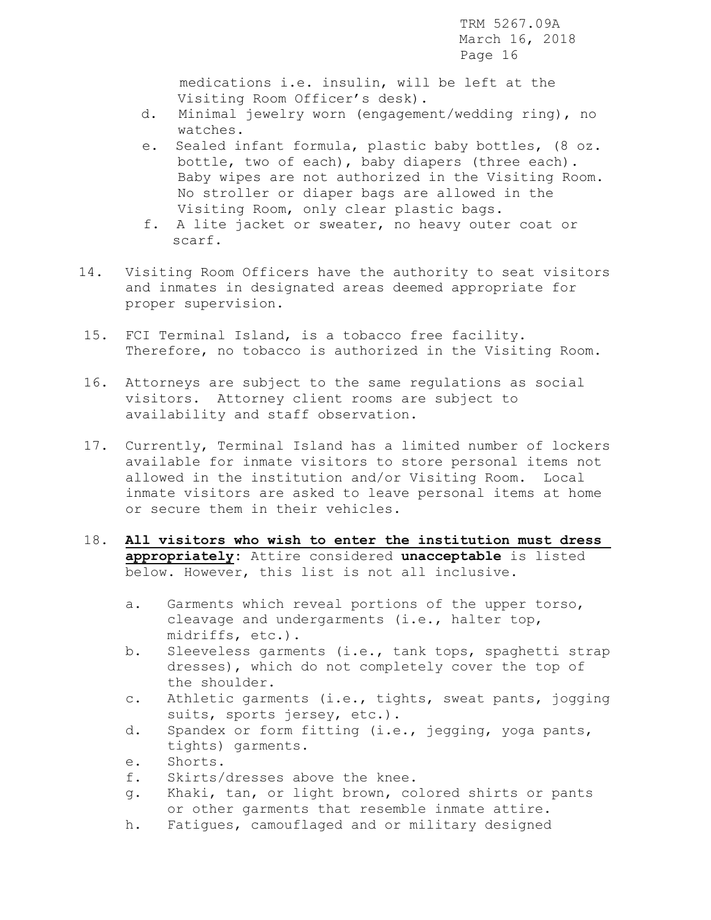medications i.e. insulin, will be left at the Visiting Room Officer's desk).

d. Minimal jewelry worn (engagement/wedding ring), no watches.

e. Sealed infant formula, plastic baby bottles, (8 oz. bottle, two of each), baby diapers (three each). Baby wipes are not authorized in the Visiting Room. No stroller or diaper bags are allowed in the Visiting Room, only clear plastic bags.

f. A lite jacket or sweater, no heavy outer coat or scarf.

14. Visiting Room Officers have the authority to seat visitors and inmates in designated areas deemed appropriate for proper supervision.

15. FCI Terminal Island, is a tobacco free facility. Therefore, no tobacco is authorized in the Visiting Room.

16. Attorneys are subject to the same regulations as social visitors. Attorney client rooms are subject to availability and staff observation.

17. Currently, Terminal Island has a limited number of lockers available for inmate visitors to store personal items not allowed in the institution and/or Visiting Room. Local inmate visitors are asked to leave personal items at home or secure them in their vehicles.

18. **<u>All visitors who wish to enter the institution must dress appropriately</u>**: Attire considered **unacceptable** is listed below. However, this list is not all inclusive.

    a. Garments which reveal portions of the upper torso, cleavage and undergarments (i.e., halter top, midriffs, etc.).
    b. Sleeveless garments (i.e., tank tops, spaghetti strap dresses), which do not completely cover the top of the shoulder.
    c. Athletic garments (i.e., tights, sweat pants, jogging suits, sports jersey, etc.).
    d. Spandex or form fitting (i.e., jegging, yoga pants, tights) garments.
    e. Shorts.
    f. Skirts/dresses above the knee.
    g. Khaki, tan, or light brown, colored shirts or pants or other garments that resemble inmate attire.
    h. Fatigues, camouflaged and or military designed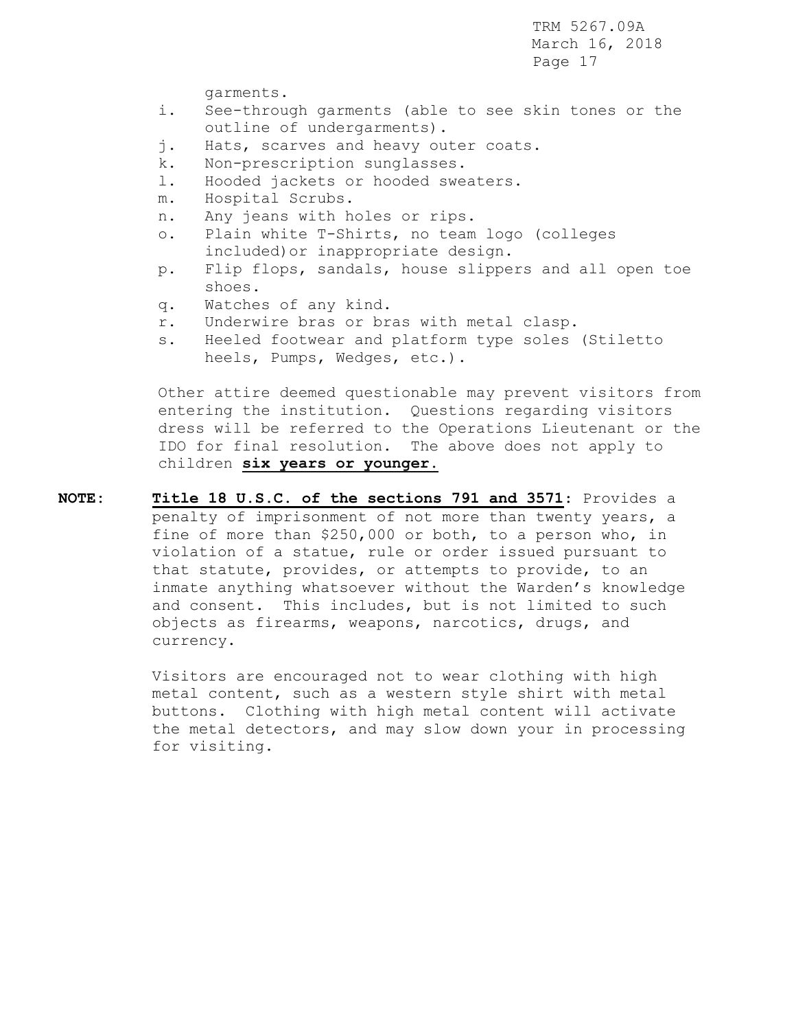garments.

i. See-through garments (able to see skin tones or the outline of undergarments).
j. Hats, scarves and heavy outer coats.
k. Non-prescription sunglasses.
l. Hooded jackets or hooded sweaters.
m. Hospital Scrubs.
n. Any jeans with holes or rips.
o. Plain white T-Shirts, no team logo (colleges included)or inappropriate design.
p. Flip flops, sandals, house slippers and all open toe shoes.
q. Watches of any kind.
r. Underwire bras or bras with metal clasp.
s. Heeled footwear and platform type soles (Stiletto heels, Pumps, Wedges, etc.).

Other attire deemed questionable may prevent visitors from entering the institution. Questions regarding visitors dress will be referred to the Operations Lieutenant or the IDO for final resolution. The above does not apply to children **six years or younger.**

**NOTE:** **Title 18 U.S.C. of the sections 791 and 3571:** Provides a penalty of imprisonment of not more than twenty years, a fine of more than $250,000 or both, to a person who, in violation of a statue, rule or order issued pursuant to that statute, provides, or attempts to provide, to an inmate anything whatsoever without the Warden's knowledge and consent. This includes, but is not limited to such objects as firearms, weapons, narcotics, drugs, and currency.

Visitors are encouraged not to wear clothing with high metal content, such as a western style shirt with metal buttons. Clothing with high metal content will activate the metal detectors, and may slow down your in processing for visiting.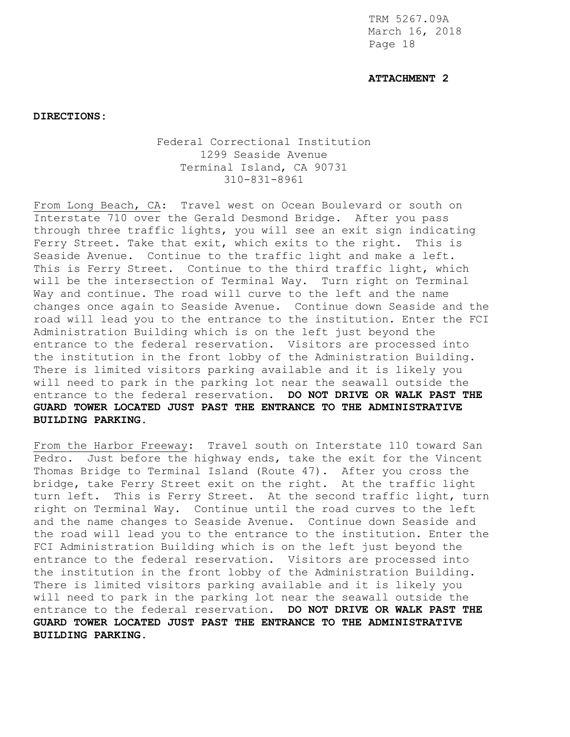**ATTACHMENT 2**

**DIRECTIONS:**

Federal Correctional Institution
1299 Seaside Avenue
Terminal Island, CA 90731
310-831-8961

From Long Beach, CA: Travel west on Ocean Boulevard or south on Interstate 710 over the Gerald Desmond Bridge. After you pass through three traffic lights, you will see an exit sign indicating Ferry Street. Take that exit, which exits to the right. This is Seaside Avenue. Continue to the traffic light and make a left. This is Ferry Street. Continue to the third traffic light, which will be the intersection of Terminal Way. Turn right on Terminal Way and continue. The road will curve to the left and the name changes once again to Seaside Avenue. Continue down Seaside and the road will lead you to the entrance to the institution. Enter the FCI Administration Building which is on the left just beyond the entrance to the federal reservation. Visitors are processed into the institution in the front lobby of the Administration Building. There is limited visitors parking available and it is likely you will need to park in the parking lot near the seawall outside the entrance to the federal reservation. **DO NOT DRIVE OR WALK PAST THE GUARD TOWER LOCATED JUST PAST THE ENTRANCE TO THE ADMINISTRATIVE BUILDING PARKING.**

From the Harbor Freeway: Travel south on Interstate 110 toward San Pedro. Just before the highway ends, take the exit for the Vincent Thomas Bridge to Terminal Island (Route 47). After you cross the bridge, take Ferry Street exit on the right. At the traffic light turn left. This is Ferry Street. At the second traffic light, turn right on Terminal Way. Continue until the road curves to the left and the name changes to Seaside Avenue. Continue down Seaside and the road will lead you to the entrance to the institution. Enter the FCI Administration Building which is on the left just beyond the entrance to the federal reservation. Visitors are processed into the institution in the front lobby of the Administration Building. There is limited visitors parking available and it is likely you will need to park in the parking lot near the seawall outside the entrance to the federal reservation. **DO NOT DRIVE OR WALK PAST THE GUARD TOWER LOCATED JUST PAST THE ENTRANCE TO THE ADMINISTRATIVE BUILDING PARKING.**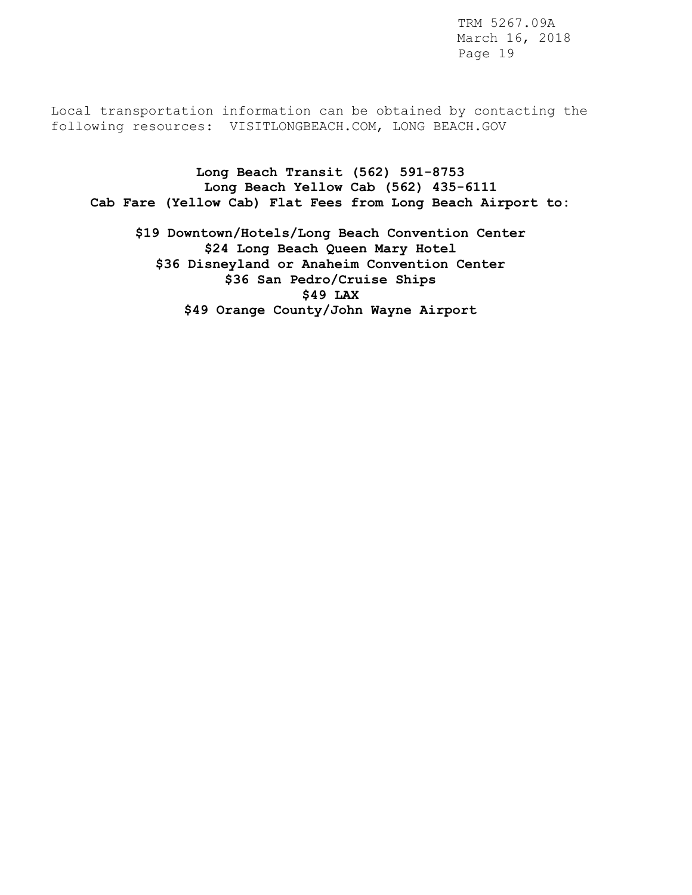Local transportation information can be obtained by contacting the following resources: VISITLONGBEACH.COM, LONG BEACH.GOV

**Long Beach Transit (562) 591-8753**
**Long Beach Yellow Cab (562) 435-6111**
**Cab Fare (Yellow Cab) Flat Fees from Long Beach Airport to:**

**$19 Downtown/Hotels/Long Beach Convention Center**
**$24 Long Beach Queen Mary Hotel**
**$36 Disneyland or Anaheim Convention Center**
**$36 San Pedro/Cruise Ships**
**$49 LAX**
**$49 Orange County/John Wayne Airport**